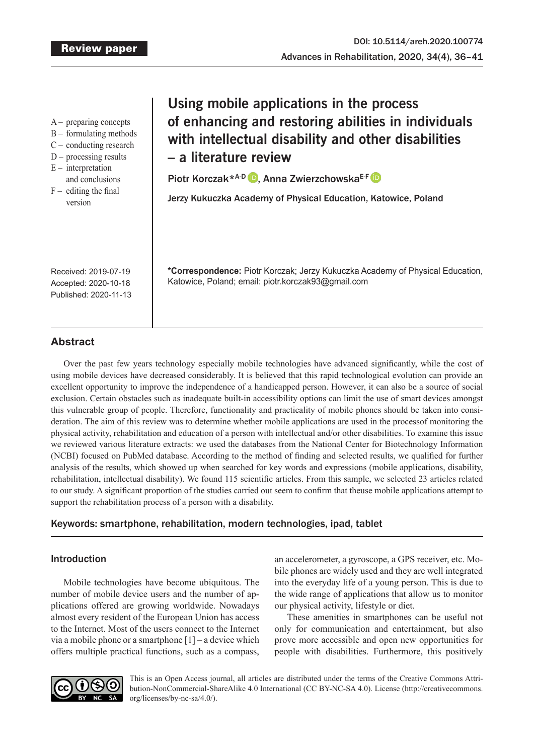Review paper

DOI: 10.5114/areh.2020.100774

# Using mobile applications in the process of enhancing and restoring abilities in individuals with intellectual disability and other disabilities – a literature review

**Piotr Korczak*[A-D], Anna Zwierzchowska[E-F]**

Jerzy Kukuczka Academy of Physical Education, Katowice, Poland

A – preparing concepts
B – formulating methods
C – conducting research
D – processing results
E – interpretation and conclusions
F – editing the final version

Received: 2019-07-19
Accepted: 2020-10-18
Published: 2020-11-13

***Correspondence:** Piotr Korczak; Jerzy Kukuczka Academy of Physical Education, Katowice, Poland; email: piotr.korczak93@gmail.com

## Abstract

Over the past few years technology especially mobile technologies have advanced significantly, while the cost of using mobile devices have decreased considerably. It is believed that this rapid technological evolution can provide an excellent opportunity to improve the independence of a handicapped person. However, it can also be a source of social exclusion. Certain obstacles such as inadequate built-in accessibility options can limit the use of smart devices amongst this vulnerable group of people. Therefore, functionality and practicality of mobile phones should be taken into consideration. The aim of this review was to determine whether mobile applications are used in the processof monitoring the physical activity, rehabilitation and education of a person with intellectual and/or other disabilities. To examine this issue we reviewed various literature extracts: we used the databases from the National Center for Biotechnology Information (NCBI) focused on PubMed database. According to the method of finding and selected results, we qualified for further analysis of the results, which showed up when searched for key words and expressions (mobile applications, disability, rehabilitation, intellectual disability). We found 115 scientific articles. From this sample, we selected 23 articles related to our study. A significant proportion of the studies carried out seem to confirm that theuse mobile applications attempt to support the rehabilitation process of a person with a disability.

**Keywords:** smartphone, rehabilitation, modern technologies, ipad, tablet

## Introduction

Mobile technologies have become ubiquitous. The number of mobile device users and the number of applications offered are growing worldwide. Nowadays almost every resident of the European Union has access to the Internet. Most of the users connect to the Internet via a mobile phone or a smartphone [1] – a device which offers multiple practical functions, such as a compass, an accelerometer, a gyroscope, a GPS receiver, etc. Mobile phones are widely used and they are well integrated into the everyday life of a young person. This is due to the wide range of applications that allow us to monitor our physical activity, lifestyle or diet.

These amenities in smartphones can be useful not only for communication and entertainment, but also prove more accessible and open new opportunities for people with disabilities. Furthermore, this positively

This is an Open Access journal, all articles are distributed under the terms of the Creative Commons Attribution-NonCommercial-ShareAlike 4.0 International (CC BY-NC-SA 4.0). License (http://creativecommons.org/licenses/by-nc-sa/4.0/).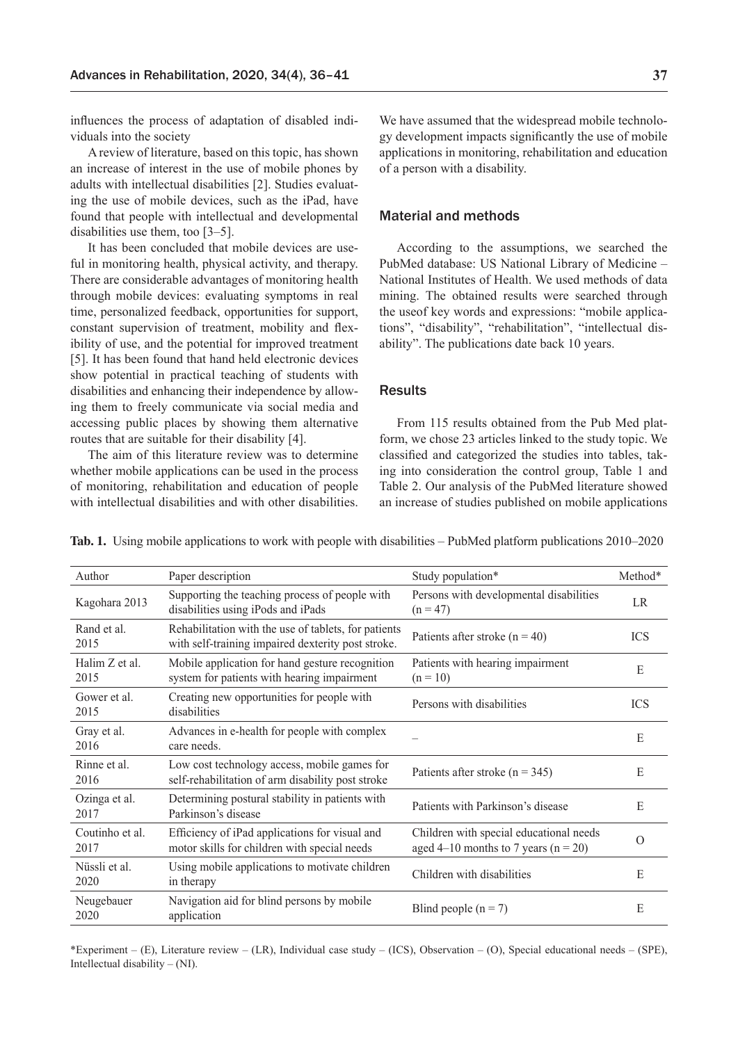influences the process of adaptation of disabled individuals into the society

A review of literature, based on this topic, has shown an increase of interest in the use of mobile phones by adults with intellectual disabilities [2]. Studies evaluating the use of mobile devices, such as the iPad, have found that people with intellectual and developmental disabilities use them, too [3–5].

It has been concluded that mobile devices are useful in monitoring health, physical activity, and therapy. There are considerable advantages of monitoring health through mobile devices: evaluating symptoms in real time, personalized feedback, opportunities for support, constant supervision of treatment, mobility and flexibility of use, and the potential for improved treatment [5]. It has been found that hand held electronic devices show potential in practical teaching of students with disabilities and enhancing their independence by allowing them to freely communicate via social media and accessing public places by showing them alternative routes that are suitable for their disability [4].

The aim of this literature review was to determine whether mobile applications can be used in the process of monitoring, rehabilitation and education of people with intellectual disabilities and with other disabilities. We have assumed that the widespread mobile technology development impacts significantly the use of mobile applications in monitoring, rehabilitation and education of a person with a disability.

## Material and methods

According to the assumptions, we searched the PubMed database: US National Library of Medicine – National Institutes of Health. We used methods of data mining. The obtained results were searched through the useof key words and expressions: "mobile applications", "disability", "rehabilitation", "intellectual disability". The publications date back 10 years.

## Results

From 115 results obtained from the Pub Med platform, we chose 23 articles linked to the study topic. We classified and categorized the studies into tables, taking into consideration the control group, Table 1 and Table 2. Our analysis of the PubMed literature showed an increase of studies published on mobile applications

**Tab. 1.** Using mobile applications to work with people with disabilities – PubMed platform publications 2010–2020

| Author | Paper description | Study population* | Method* |
|---|---|---|---|
| Kagohara 2013 | Supporting the teaching process of people with disabilities using iPods and iPads | Persons with developmental disabilities (n = 47) | LR |
| Rand et al. 2015 | Rehabilitation with the use of tablets, for patients with self-training impaired dexterity post stroke. | Patients after stroke (n = 40) | ICS |
| Halim Z et al. 2015 | Mobile application for hand gesture recognition system for patients with hearing impairment | Patients with hearing impairment (n = 10) | E |
| Gower et al. 2015 | Creating new opportunities for people with disabilities | Persons with disabilities | ICS |
| Gray et al. 2016 | Advances in e-health for people with complex care needs. | – | E |
| Rinne et al. 2016 | Low cost technology access, mobile games for self-rehabilitation of arm disability post stroke | Patients after stroke (n = 345) | E |
| Ozinga et al. 2017 | Determining postural stability in patients with Parkinson's disease | Patients with Parkinson's disease | E |
| Coutinho et al. 2017 | Efficiency of iPad applications for visual and motor skills for children with special needs | Children with special educational needs aged 4–10 months to 7 years (n = 20) | O |
| Nüssli et al. 2020 | Using mobile applications to motivate children in therapy | Children with disabilities | E |
| Neugebauer 2020 | Navigation aid for blind persons by mobile application | Blind people (n = 7) | E |

*Experiment – (E), Literature review – (LR), Individual case study – (ICS), Observation – (O), Special educational needs – (SPE), Intellectual disability – (NI).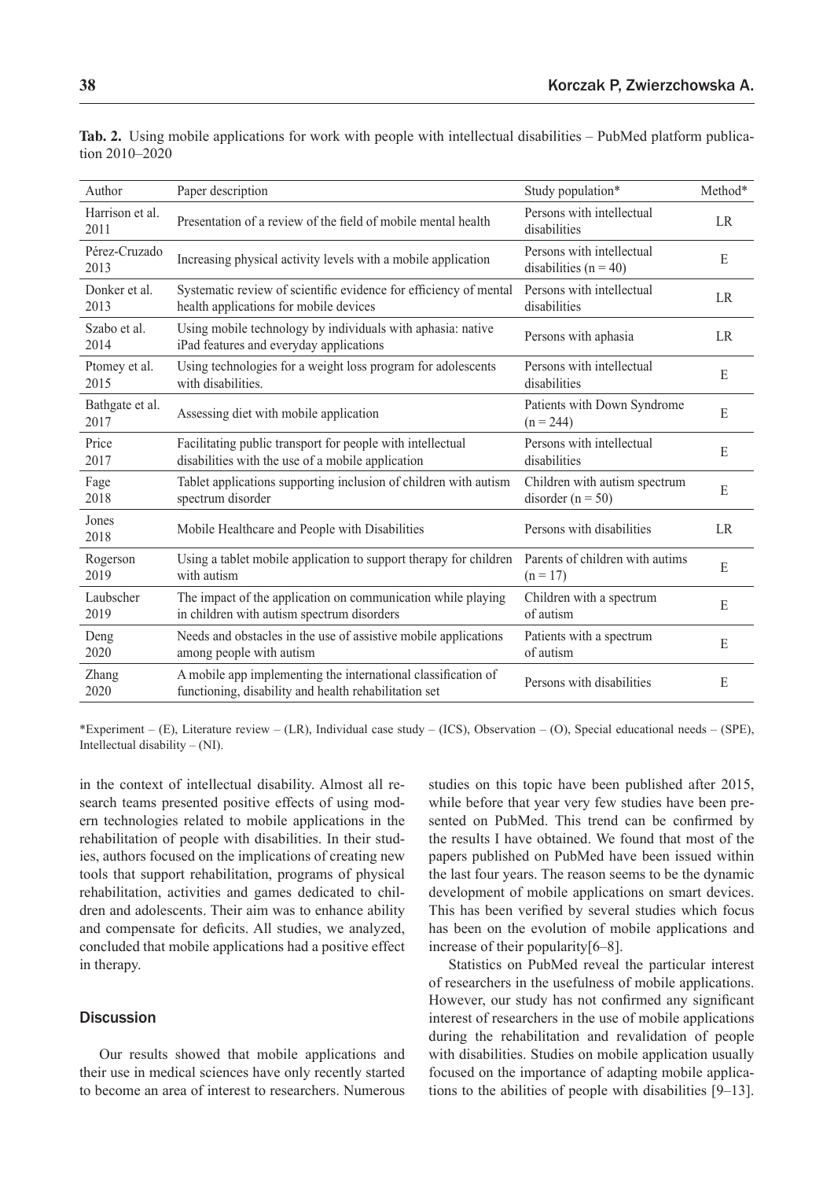**Tab. 2.** Using mobile applications for work with people with intellectual disabilities – PubMed platform publication 2010–2020

| Author | Paper description | Study population* | Method* |
|---|---|---|---|
| Harrison et al. 2011 | Presentation of a review of the field of mobile mental health | Persons with intellectual disabilities | LR |
| Pérez-Cruzado 2013 | Increasing physical activity levels with a mobile application | Persons with intellectual disabilities (n = 40) | E |
| Donker et al. 2013 | Systematic review of scientific evidence for efficiency of mental health applications for mobile devices | Persons with intellectual disabilities | LR |
| Szabo et al. 2014 | Using mobile technology by individuals with aphasia: native iPad features and everyday applications | Persons with aphasia | LR |
| Ptomey et al. 2015 | Using technologies for a weight loss program for adolescents with disabilities. | Persons with intellectual disabilities | E |
| Bathgate et al. 2017 | Assessing diet with mobile application | Patients with Down Syndrome (n = 244) | E |
| Price 2017 | Facilitating public transport for people with intellectual disabilities with the use of a mobile application | Persons with intellectual disabilities | E |
| Fage 2018 | Tablet applications supporting inclusion of children with autism spectrum disorder | Children with autism spectrum disorder (n = 50) | E |
| Jones 2018 | Mobile Healthcare and People with Disabilities | Persons with disabilities | LR |
| Rogerson 2019 | Using a tablet mobile application to support therapy for children with autism | Parents of children with autims (n = 17) | E |
| Laubscher 2019 | The impact of the application on communication while playing in children with autism spectrum disorders | Children with a spectrum of autism | E |
| Deng 2020 | Needs and obstacles in the use of assistive mobile applications among people with autism | Patients with a spectrum of autism | E |
| Zhang 2020 | A mobile app implementing the international classification of functioning, disability and health rehabilitation set | Persons with disabilities | E |

*Experiment – (E), Literature review – (LR), Individual case study – (ICS), Observation – (O), Special educational needs – (SPE), Intellectual disability – (NI).

in the context of intellectual disability. Almost all research teams presented positive effects of using modern technologies related to mobile applications in the rehabilitation of people with disabilities. In their studies, authors focused on the implications of creating new tools that support rehabilitation, programs of physical rehabilitation, activities and games dedicated to children and adolescents. Their aim was to enhance ability and compensate for deficits. All studies, we analyzed, concluded that mobile applications had a positive effect in therapy.

## Discussion

Our results showed that mobile applications and their use in medical sciences have only recently started to become an area of interest to researchers. Numerous studies on this topic have been published after 2015, while before that year very few studies have been presented on PubMed. This trend can be confirmed by the results I have obtained. We found that most of the papers published on PubMed have been issued within the last four years. The reason seems to be the dynamic development of mobile applications on smart devices. This has been verified by several studies which focus has been on the evolution of mobile applications and increase of their popularity[6–8].

Statistics on PubMed reveal the particular interest of researchers in the usefulness of mobile applications. However, our study has not confirmed any significant interest of researchers in the use of mobile applications during the rehabilitation and revalidation of people with disabilities. Studies on mobile application usually focused on the importance of adapting mobile applications to the abilities of people with disabilities [9–13].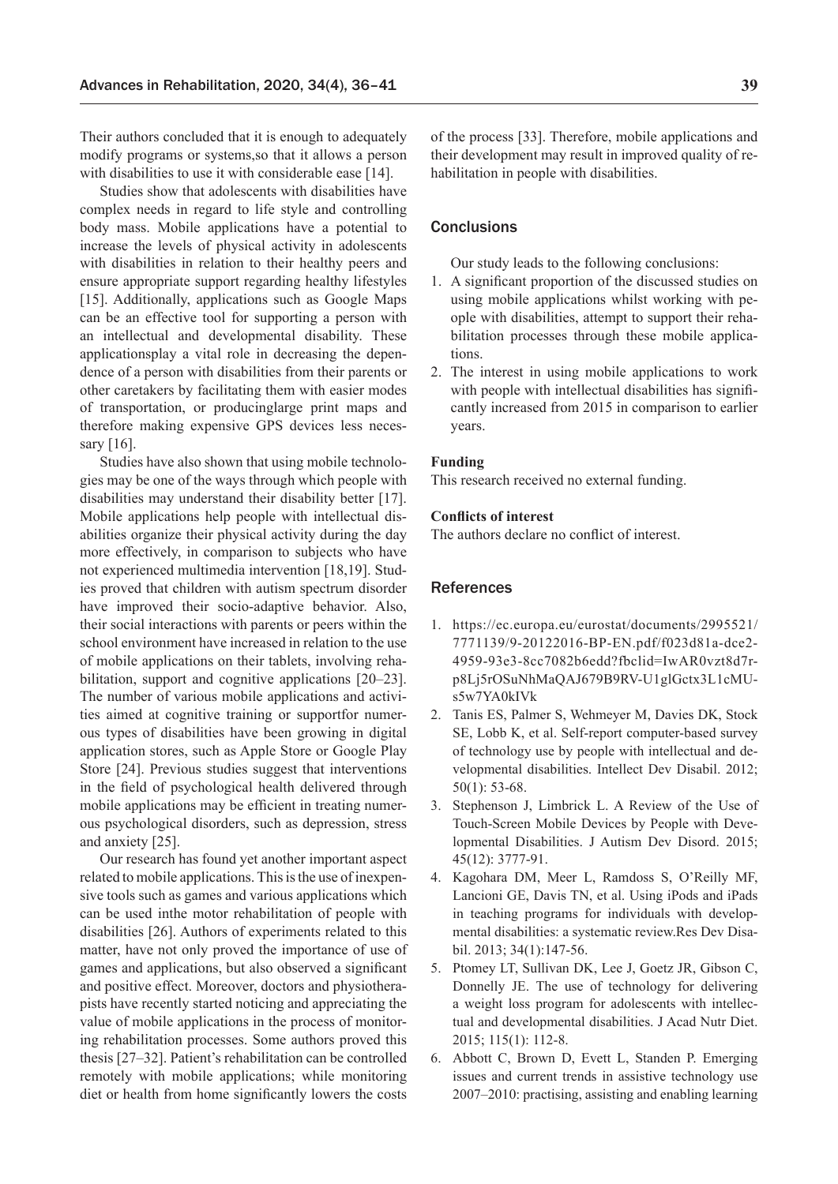Their authors concluded that it is enough to adequately modify programs or systems,so that it allows a person with disabilities to use it with considerable ease [14].

Studies show that adolescents with disabilities have complex needs in regard to life style and controlling body mass. Mobile applications have a potential to increase the levels of physical activity in adolescents with disabilities in relation to their healthy peers and ensure appropriate support regarding healthy lifestyles [15]. Additionally, applications such as Google Maps can be an effective tool for supporting a person with an intellectual and developmental disability. These applicationsplay a vital role in decreasing the dependence of a person with disabilities from their parents or other caretakers by facilitating them with easier modes of transportation, or producinglarge print maps and therefore making expensive GPS devices less necessary [16].

Studies have also shown that using mobile technologies may be one of the ways through which people with disabilities may understand their disability better [17]. Mobile applications help people with intellectual disabilities organize their physical activity during the day more effectively, in comparison to subjects who have not experienced multimedia intervention [18,19]. Studies proved that children with autism spectrum disorder have improved their socio-adaptive behavior. Also, their social interactions with parents or peers within the school environment have increased in relation to the use of mobile applications on their tablets, involving rehabilitation, support and cognitive applications [20–23]. The number of various mobile applications and activities aimed at cognitive training or supportfor numerous types of disabilities have been growing in digital application stores, such as Apple Store or Google Play Store [24]. Previous studies suggest that interventions in the field of psychological health delivered through mobile applications may be efficient in treating numerous psychological disorders, such as depression, stress and anxiety [25].

Our research has found yet another important aspect related to mobile applications. This is the use of inexpensive tools such as games and various applications which can be used inthe motor rehabilitation of people with disabilities [26]. Authors of experiments related to this matter, have not only proved the importance of use of games and applications, but also observed a significant and positive effect. Moreover, doctors and physiotherapists have recently started noticing and appreciating the value of mobile applications in the process of monitoring rehabilitation processes. Some authors proved this thesis [27–32]. Patient's rehabilitation can be controlled remotely with mobile applications; while monitoring diet or health from home significantly lowers the costs of the process [33]. Therefore, mobile applications and their development may result in improved quality of rehabilitation in people with disabilities.

## Conclusions

Our study leads to the following conclusions:

1. A significant proportion of the discussed studies on using mobile applications whilst working with people with disabilities, attempt to support their rehabilitation processes through these mobile applications.
2. The interest in using mobile applications to work with people with intellectual disabilities has significantly increased from 2015 in comparison to earlier years.

**Funding**

This research received no external funding.

**Conflicts of interest**

The authors declare no conflict of interest.

## References

1. https://ec.europa.eu/eurostat/documents/2995521/7771139/9-20122016-BP-EN.pdf/f023d81a-dce2-4959-93e3-8cc7082b6edd?fbclid=IwAR0vzt8d7rp8Lj5rOSuNhMaQAJ679B9RV-U1glGctx3L1cMUs5w7YA0kIVk
2. Tanis ES, Palmer S, Wehmeyer M, Davies DK, Stock SE, Lobb K, et al. Self-report computer-based survey of technology use by people with intellectual and developmental disabilities. Intellect Dev Disabil. 2012; 50(1): 53-68.
3. Stephenson J, Limbrick L. A Review of the Use of Touch-Screen Mobile Devices by People with Developmental Disabilities. J Autism Dev Disord. 2015; 45(12): 3777-91.
4. Kagohara DM, Meer L, Ramdoss S, O'Reilly MF, Lancioni GE, Davis TN, et al. Using iPods and iPads in teaching programs for individuals with developmental disabilities: a systematic review.Res Dev Disabil. 2013; 34(1):147-56.
5. Ptomey LT, Sullivan DK, Lee J, Goetz JR, Gibson C, Donnelly JE. The use of technology for delivering a weight loss program for adolescents with intellectual and developmental disabilities. J Acad Nutr Diet. 2015; 115(1): 112-8.
6. Abbott C, Brown D, Evett L, Standen P. Emerging issues and current trends in assistive technology use 2007–2010: practising, assisting and enabling learning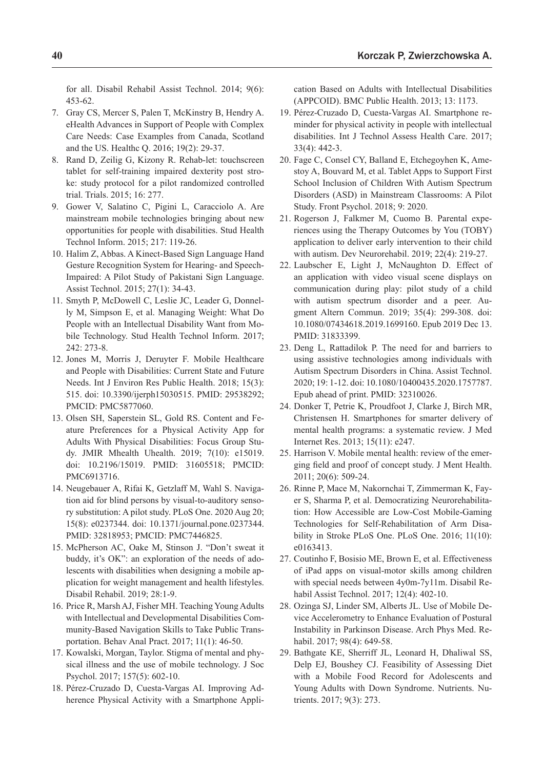for all. Disabil Rehabil Assist Technol. 2014; 9(6): 453-62.

7. Gray CS, Mercer S, Palen T, McKinstry B, Hendry A. eHealth Advances in Support of People with Complex Care Needs: Case Examples from Canada, Scotland and the US. Healthc Q. 2016; 19(2): 29-37.
8. Rand D, Zeilig G, Kizony R. Rehab-let: touchscreen tablet for self-training impaired dexterity post stroke: study protocol for a pilot randomized controlled trial. Trials. 2015; 16: 277.
9. Gower V, Salatino C, Pigini L, Caracciolo A. Are mainstream mobile technologies bringing about new opportunities for people with disabilities. Stud Health Technol Inform. 2015; 217: 119-26.
10. Halim Z, Abbas. A Kinect-Based Sign Language Hand Gesture Recognition System for Hearing- and Speech-Impaired: A Pilot Study of Pakistani Sign Language. Assist Technol. 2015; 27(1): 34-43.
11. Smyth P, McDowell C, Leslie JC, Leader G, Donnelly M, Simpson E, et al. Managing Weight: What Do People with an Intellectual Disability Want from Mobile Technology. Stud Health Technol Inform. 2017; 242: 273-8.
12. Jones M, Morris J, Deruyter F. Mobile Healthcare and People with Disabilities: Current State and Future Needs. Int J Environ Res Public Health. 2018; 15(3): 515. doi: 10.3390/ijerph15030515. PMID: 29538292; PMCID: PMC5877060.
13. Olsen SH, Saperstein SL, Gold RS. Content and Feature Preferences for a Physical Activity App for Adults With Physical Disabilities: Focus Group Study. JMIR Mhealth Uhealth. 2019; 7(10): e15019. doi: 10.2196/15019. PMID: 31605518; PMCID: PMC6913716.
14. Neugebauer A, Rifai K, Getzlaff M, Wahl S. Navigation aid for blind persons by visual-to-auditory sensory substitution: A pilot study. PLoS One. 2020 Aug 20; 15(8): e0237344. doi: 10.1371/journal.pone.0237344. PMID: 32818953; PMCID: PMC7446825.
15. McPherson AC, Oake M, Stinson J. "Don't sweat it buddy, it's OK": an exploration of the needs of adolescents with disabilities when designing a mobile application for weight management and health lifestyles. Disabil Rehabil. 2019; 28:1-9.
16. Price R, Marsh AJ, Fisher MH. Teaching Young Adults with Intellectual and Developmental Disabilities Community-Based Navigation Skills to Take Public Transportation. Behav Anal Pract. 2017; 11(1): 46-50.
17. Kowalski, Morgan, Taylor. Stigma of mental and physical illness and the use of mobile technology. J Soc Psychol. 2017; 157(5): 602-10.
18. Pérez-Cruzado D, Cuesta-Vargas AI. Improving Adherence Physical Activity with a Smartphone Application Based on Adults with Intellectual Disabilities (APPCOID). BMC Public Health. 2013; 13: 1173.
19. Pérez-Cruzado D, Cuesta-Vargas AI. Smartphone reminder for physical activity in people with intellectual disabilities. Int J Technol Assess Health Care. 2017; 33(4): 442-3.
20. Fage C, Consel CY, Balland E, Etchegoyhen K, Amestoy A, Bouvard M, et al. Tablet Apps to Support First School Inclusion of Children With Autism Spectrum Disorders (ASD) in Mainstream Classrooms: A Pilot Study. Front Psychol. 2018; 9: 2020.
21. Rogerson J, Falkmer M, Cuomo B. Parental experiences using the Therapy Outcomes by You (TOBY) application to deliver early intervention to their child with autism. Dev Neurorehabil. 2019; 22(4): 219-27.
22. Laubscher E, Light J, McNaughton D. Effect of an application with video visual scene displays on communication during play: pilot study of a child with autism spectrum disorder and a peer. Augment Altern Commun. 2019; 35(4): 299-308. doi: 10.1080/07434618.2019.1699160. Epub 2019 Dec 13. PMID: 31833399.
23. Deng L, Rattadilok P. The need for and barriers to using assistive technologies among individuals with Autism Spectrum Disorders in China. Assist Technol. 2020; 19: 1-12. doi: 10.1080/10400435.2020.1757787. Epub ahead of print. PMID: 32310026.
24. Donker T, Petrie K, Proudfoot J, Clarke J, Birch MR, Christensen H. Smartphones for smarter delivery of mental health programs: a systematic review. J Med Internet Res. 2013; 15(11): e247.
25. Harrison V. Mobile mental health: review of the emerging field and proof of concept study. J Ment Health. 2011; 20(6): 509-24.
26. Rinne P, Mace M, Nakornchai T, Zimmerman K, Fayer S, Sharma P, et al. Democratizing Neurorehabilitation: How Accessible are Low-Cost Mobile-Gaming Technologies for Self-Rehabilitation of Arm Disability in Stroke PLoS One. PLoS One. 2016; 11(10): e0163413.
27. Coutinho F, Bosisio ME, Brown E, et al. Effectiveness of iPad apps on visual-motor skills among children with special needs between 4y0m-7y11m. Disabil Rehabil Assist Technol. 2017; 12(4): 402-10.
28. Ozinga SJ, Linder SM, Alberts JL. Use of Mobile Device Accelerometry to Enhance Evaluation of Postural Instability in Parkinson Disease. Arch Phys Med. Rehabil. 2017; 98(4): 649-58.
29. Bathgate KE, Sherriff JL, Leonard H, Dhaliwal SS, Delp EJ, Boushey CJ. Feasibility of Assessing Diet with a Mobile Food Record for Adolescents and Young Adults with Down Syndrome. Nutrients. Nutrients. 2017; 9(3): 273.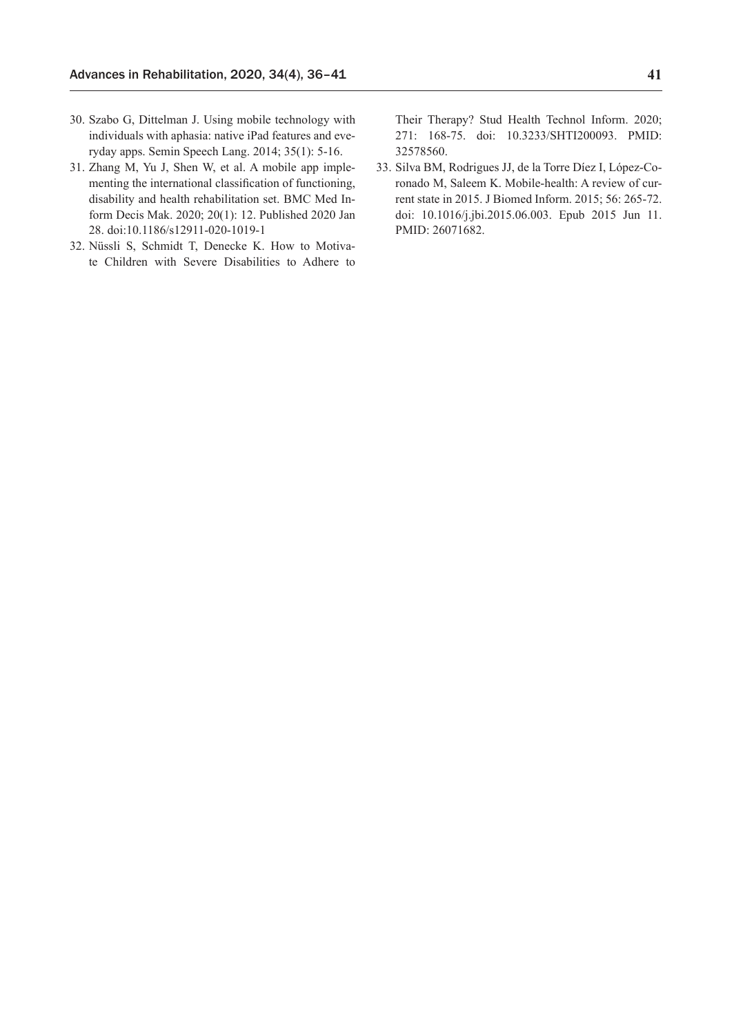30. Szabo G, Dittelman J. Using mobile technology with individuals with aphasia: native iPad features and everyday apps. Semin Speech Lang. 2014; 35(1): 5-16.
31. Zhang M, Yu J, Shen W, et al. A mobile app implementing the international classification of functioning, disability and health rehabilitation set. BMC Med Inform Decis Mak. 2020; 20(1): 12. Published 2020 Jan 28. doi:10.1186/s12911-020-1019-1
32. Nüssli S, Schmidt T, Denecke K. How to Motivate Children with Severe Disabilities to Adhere to Their Therapy? Stud Health Technol Inform. 2020; 271: 168-75. doi: 10.3233/SHTI200093. PMID: 32578560.
33. Silva BM, Rodrigues JJ, de la Torre Díez I, López-Coronado M, Saleem K. Mobile-health: A review of current state in 2015. J Biomed Inform. 2015; 56: 265-72. doi: 10.1016/j.jbi.2015.06.003. Epub 2015 Jun 11. PMID: 26071682.